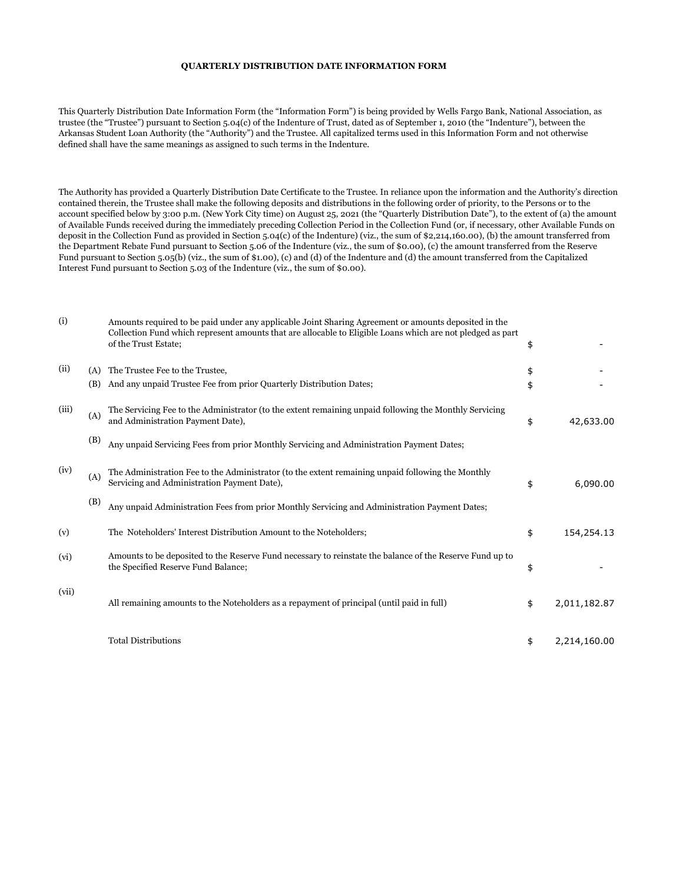# QUARTERLY DISTRIBUTION DATE INFORMATION FORM

This Quarterly Distribution Date Information Form (the "Information Form") is being provided by Wells Fargo Bank, National Association, as trustee (the "Trustee") pursuant to Section 5.04(c) of the Indenture of Trust, dated as of September 1, 2010 (the "Indenture"), between the Arkansas Student Loan Authority (the "Authority") and the Trustee. All capitalized terms used in this Information Form and not otherwise defined shall have the same meanings as assigned to such terms in the Indenture.

The Authority has provided a Quarterly Distribution Date Certificate to the Trustee. In reliance upon the information and the Authority's direction contained therein, the Trustee shall make the following deposits and distributions in the following order of priority, to the Persons or to the account specified below by 3:00 p.m. (New York City time) on August 25, 2021 (the "Quarterly Distribution Date"), to the extent of (a) the amount of Available Funds received during the immediately preceding Collection Period in the Collection Fund (or, if necessary, other Available Funds on deposit in the Collection Fund as provided in Section 5.04(c) of the Indenture) (viz., the sum of $2,214,160.00), (b) the amount transferred from the Department Rebate Fund pursuant to Section 5.06 of the Indenture (viz., the sum of $0.00), (c) the amount transferred from the Reserve Fund pursuant to Section 5.05(b) (viz., the sum of $1.00), (c) and (d) of the Indenture and (d) the amount transferred from the Capitalized Interest Fund pursuant to Section 5.03 of the Indenture (viz., the sum of $0.00).

| | | | | |
|---|---|---|---|---|
| (i) | | Amounts required to be paid under any applicable Joint Sharing Agreement or amounts deposited in the Collection Fund which represent amounts that are allocable to Eligible Loans which are not pledged as part of the Trust Estate; | $ | - |
| (ii) | (A) | The Trustee Fee to the Trustee, | $ | - |
| | (B) | And any unpaid Trustee Fee from prior Quarterly Distribution Dates; | $ | - |
| (iii) | (A) | The Servicing Fee to the Administrator (to the extent remaining unpaid following the Monthly Servicing and Administration Payment Date), | $ | 42,633.00 |
| | (B) | Any unpaid Servicing Fees from prior Monthly Servicing and Administration Payment Dates; | | |
| (iv) | (A) | The Administration Fee to the Administrator (to the extent remaining unpaid following the Monthly Servicing and Administration Payment Date), | $ | 6,090.00 |
| | (B) | Any unpaid Administration Fees from prior Monthly Servicing and Administration Payment Dates; | | |
| (v) | | The Noteholders' Interest Distribution Amount to the Noteholders; | $ | 154,254.13 |
| (vi) | | Amounts to be deposited to the Reserve Fund necessary to reinstate the balance of the Reserve Fund up to the Specified Reserve Fund Balance; | $ | - |
| (vii) | | All remaining amounts to the Noteholders as a repayment of principal (until paid in full) | $ | 2,011,182.87 |
| | | Total Distributions | $ | 2,214,160.00 |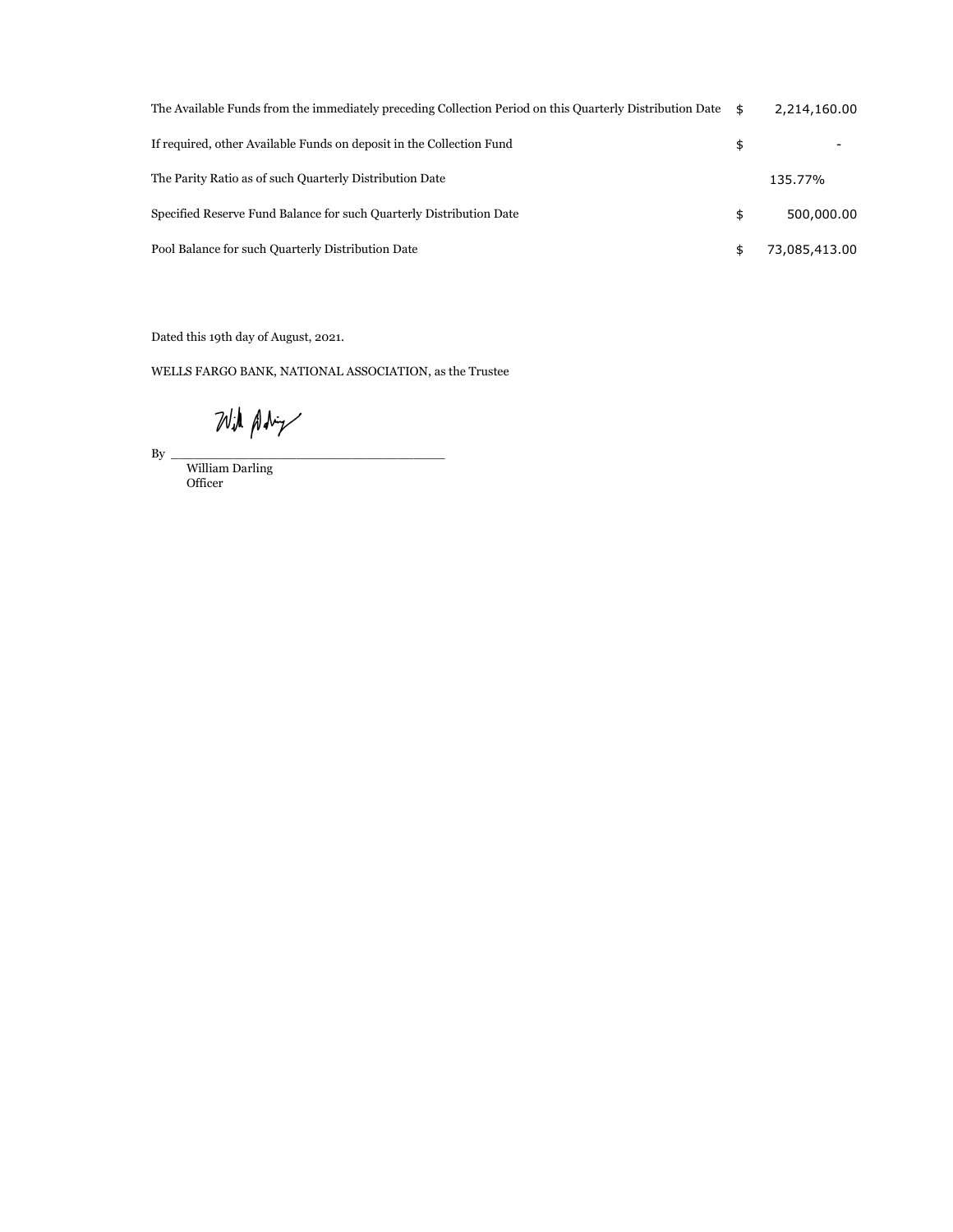| | | |
|---|---|---|
| The Available Funds from the immediately preceding Collection Period on this Quarterly Distribution Date | $ | 2,214,160.00 |
| If required, other Available Funds on deposit in the Collection Fund | $ | - |
| The Parity Ratio as of such Quarterly Distribution Date | | 135.77% |
| Specified Reserve Fund Balance for such Quarterly Distribution Date | $ | 500,000.00 |
| Pool Balance for such Quarterly Distribution Date | $ | 73,085,413.00 |

Dated this 19th day of August, 2021.

WELLS FARGO BANK, NATIONAL ASSOCIATION, as the Trustee

By ___________________________________

William Darling
Officer